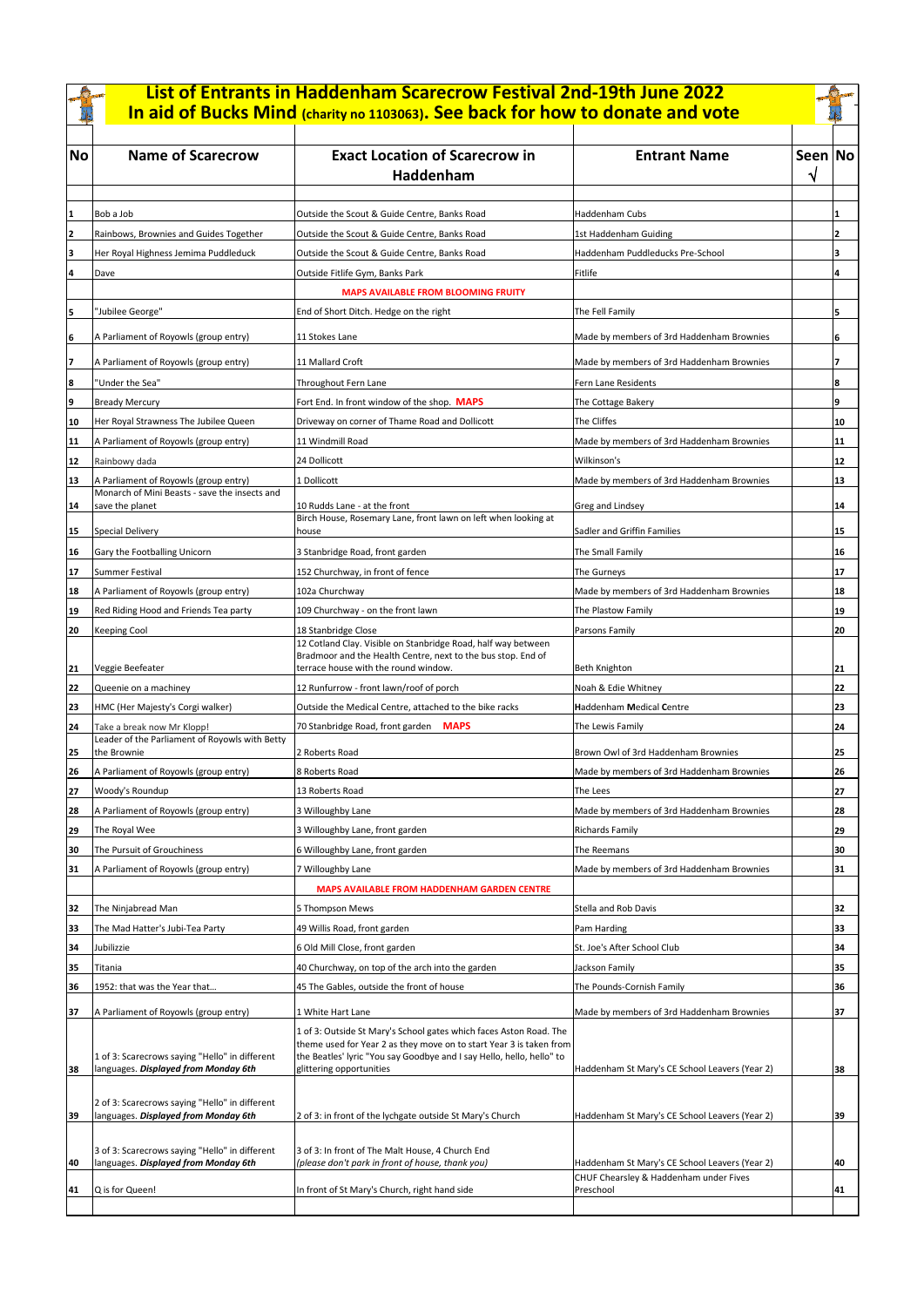# List of Entrants in Haddenham Scarecrow Festival 2nd-19th June 2022

## In aid of Bucks Mind (charity no 1103063). See back for how to donate and vote

| No | Name of Scarecrow | Exact Location of Scarecrow in Haddenham | Entrant Name | Seen √ | No |
|---|---|---|---|---|---|
| 1 | Bob a Job | Outside the Scout & Guide Centre, Banks Road | Haddenham Cubs | | 1 |
| 2 | Rainbows, Brownies and Guides Together | Outside the Scout & Guide Centre, Banks Road | 1st Haddenham Guiding | | 2 |
| 3 | Her Royal Highness Jemima Puddleduck | Outside the Scout & Guide Centre, Banks Road | Haddenham Puddleducks Pre-School | | 3 |
| 4 | Dave | Outside Fitlife Gym, Banks Park | Fitlife | | 4 |
| | | **MAPS AVAILABLE FROM BLOOMING FRUITY** | | | |
| 5 | "Jubilee George" | End of Short Ditch. Hedge on the right | The Fell Family | | 5 |
| 6 | A Parliament of Royowls (group entry) | 11 Stokes Lane | Made by members of 3rd Haddenham Brownies | | 6 |
| 7 | A Parliament of Royowls (group entry) | 11 Mallard Croft | Made by members of 3rd Haddenham Brownies | | 7 |
| 8 | "Under the Sea" | Throughout Fern Lane | Fern Lane Residents | | 8 |
| 9 | Bready Mercury | Fort End. In front window of the shop. **MAPS** | The Cottage Bakery | | 9 |
| 10 | Her Royal Strawness The Jubilee Queen | Driveway on corner of Thame Road and Dollicott | The Cliffes | | 10 |
| 11 | A Parliament of Royowls (group entry) | 11 Windmill Road | Made by members of 3rd Haddenham Brownies | | 11 |
| 12 | Rainbowy dada | 24 Dollicott | Wilkinson's | | 12 |
| 13 | A Parliament of Royowls (group entry) | 1 Dollicott | Made by members of 3rd Haddenham Brownies | | 13 |
| 14 | Monarch of Mini Beasts - save the insects and save the planet | 10 Rudds Lane - at the front | Greg and Lindsey | | 14 |
| 15 | Special Delivery | Birch House, Rosemary Lane, front lawn on left when looking at house | Sadler and Griffin Families | | 15 |
| 16 | Gary the Footballing Unicorn | 3 Stanbridge Road, front garden | The Small Family | | 16 |
| 17 | Summer Festival | 152 Churchway, in front of fence | The Gurneys | | 17 |
| 18 | A Parliament of Royowls (group entry) | 102a Churchway | Made by members of 3rd Haddenham Brownies | | 18 |
| 19 | Red Riding Hood and Friends Tea party | 109 Churchway - on the front lawn | The Plastow Family | | 19 |
| 20 | Keeping Cool | 18 Stanbridge Close | Parsons Family | | 20 |
| 21 | Veggie Beefeater | 12 Cotland Clay. Visible on Stanbridge Road, half way between Bradmoor and the Health Centre, next to the bus stop. End of terrace house with the round window. | Beth Knighton | | 21 |
| 22 | Queenie on a machiney | 12 Runfurrow - front lawn/roof of porch | Noah & Edie Whitney | | 22 |
| 23 | HMC (Her Majesty's Corgi walker) | Outside the Medical Centre, attached to the bike racks | **H**addenham **M**edical **C**entre | | 23 |
| 24 | Take a break now Mr Klopp! | 70 Stanbridge Road, front garden **MAPS** | The Lewis Family | | 24 |
| 25 | Leader of the Parliament of Royowls with Betty the Brownie | 2 Roberts Road | Brown Owl of 3rd Haddenham Brownies | | 25 |
| 26 | A Parliament of Royowls (group entry) | 8 Roberts Road | Made by members of 3rd Haddenham Brownies | | 26 |
| 27 | Woody's Roundup | 13 Roberts Road | The Lees | | 27 |
| 28 | A Parliament of Royowls (group entry) | 3 Willoughby Lane | Made by members of 3rd Haddenham Brownies | | 28 |
| 29 | The Royal Wee | 3 Willoughby Lane, front garden | Richards Family | | 29 |
| 30 | The Pursuit of Grouchiness | 6 Willoughby Lane, front garden | The Reemans | | 30 |
| 31 | A Parliament of Royowls (group entry) | 7 Willoughby Lane | Made by members of 3rd Haddenham Brownies | | 31 |
| | | **MAPS AVAILABLE FROM HADDENHAM GARDEN CENTRE** | | | |
| 32 | The Ninjabread Man | 5 Thompson Mews | Stella and Rob Davis | | 32 |
| 33 | The Mad Hatter's Jubi-Tea Party | 49 Willis Road, front garden | Pam Harding | | 33 |
| 34 | Jubilizzie | 6 Old Mill Close, front garden | St. Joe's After School Club | | 34 |
| 35 | Titania | 40 Churchway, on top of the arch into the garden | Jackson Family | | 35 |
| 36 | 1952: that was the Year that... | 45 The Gables, outside the front of house | The Pounds-Cornish Family | | 36 |
| 37 | A Parliament of Royowls (group entry) | 1 White Hart Lane | Made by members of 3rd Haddenham Brownies | | 37 |
| 38 | 1 of 3: Scarecrows saying "Hello" in different languages. ***Displayed from Monday 6th*** | 1 of 3: Outside St Mary's School gates which faces Aston Road. The theme used for Year 2 as they move on to start Year 3 is taken from the Beatles' lyric "You say Goodbye and I say Hello, hello, hello" to glittering opportunities | Haddenham St Mary's CE School Leavers (Year 2) | | 38 |
| 39 | 2 of 3: Scarecrows saying "Hello" in different languages. ***Displayed from Monday 6th*** | 2 of 3: in front of the lychgate outside St Mary's Church | Haddenham St Mary's CE School Leavers (Year 2) | | 39 |
| 40 | 3 of 3: Scarecrows saying "Hello" in different languages. ***Displayed from Monday 6th*** | 3 of 3: In front of The Malt House, 4 Church End *(please don't park in front of house, thank you)* | Haddenham St Mary's CE School Leavers (Year 2) | | 40 |
| 41 | Q is for Queen! | In front of St Mary's Church, right hand side | CHUF Chearsley & Haddenham under Fives Preschool | | 41 |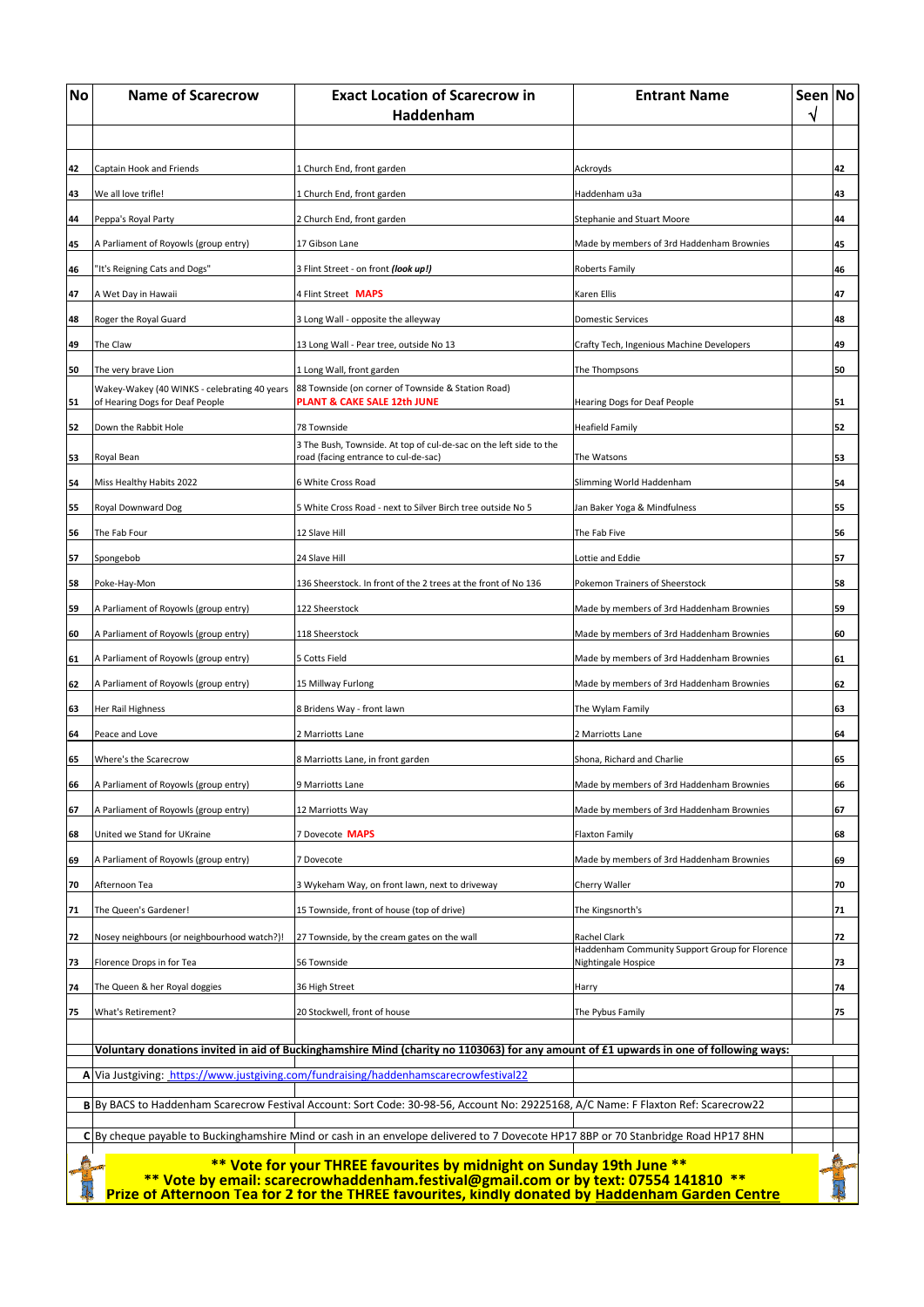| No | Name of Scarecrow | Exact Location of Scarecrow in Haddenham | Entrant Name | Seen √ | No |
|---|---|---|---|---|---|
| | | | | | |
| 42 | Captain Hook and Friends | 1 Church End, front garden | Ackroyds | | 42 |
| 43 | We all love trifle! | 1 Church End, front garden | Haddenham u3a | | 43 |
| 44 | Peppa's Royal Party | 2 Church End, front garden | Stephanie and Stuart Moore | | 44 |
| 45 | A Parliament of Royowls (group entry) | 17 Gibson Lane | Made by members of 3rd Haddenham Brownies | | 45 |
| 46 | "It's Reigning Cats and Dogs" | 3 Flint Street - on front ***(look up!)*** | Roberts Family | | 46 |
| 47 | A Wet Day in Hawaii | 4 Flint Street **MAPS** | Karen Ellis | | 47 |
| 48 | Roger the Royal Guard | 3 Long Wall - opposite the alleyway | Domestic Services | | 48 |
| 49 | The Claw | 13 Long Wall - Pear tree, outside No 13 | Crafty Tech, Ingenious Machine Developers | | 49 |
| 50 | The very brave Lion | 1 Long Wall, front garden | The Thompsons | | 50 |
| 51 | Wakey-Wakey (40 WINKS - celebrating 40 years of Hearing Dogs for Deaf People | 88 Townside (on corner of Townside & Station Road) **PLANT & CAKE SALE 12th JUNE** | Hearing Dogs for Deaf People | | 51 |
| 52 | Down the Rabbit Hole | 78 Townside | Heafield Family | | 52 |
| 53 | Royal Bean | 3 The Bush, Townside. At top of cul-de-sac on the left side to the road (facing entrance to cul-de-sac) | The Watsons | | 53 |
| 54 | Miss Healthy Habits 2022 | 6 White Cross Road | Slimming World Haddenham | | 54 |
| 55 | Royal Downward Dog | 5 White Cross Road - next to Silver Birch tree outside No 5 | Jan Baker Yoga & Mindfulness | | 55 |
| 56 | The Fab Four | 12 Slave Hill | The Fab Five | | 56 |
| 57 | Spongebob | 24 Slave Hill | Lottie and Eddie | | 57 |
| 58 | Poke-Hay-Mon | 136 Sheerstock. In front of the 2 trees at the front of No 136 | Pokemon Trainers of Sheerstock | | 58 |
| 59 | A Parliament of Royowls (group entry) | 122 Sheerstock | Made by members of 3rd Haddenham Brownies | | 59 |
| 60 | A Parliament of Royowls (group entry) | 118 Sheerstock | Made by members of 3rd Haddenham Brownies | | 60 |
| 61 | A Parliament of Royowls (group entry) | 5 Cotts Field | Made by members of 3rd Haddenham Brownies | | 61 |
| 62 | A Parliament of Royowls (group entry) | 15 Millway Furlong | Made by members of 3rd Haddenham Brownies | | 62 |
| 63 | Her Rail Highness | 8 Bridens Way - front lawn | The Wylam Family | | 63 |
| 64 | Peace and Love | 2 Marriotts Lane | 2 Marriotts Lane | | 64 |
| 65 | Where's the Scarecrow | 8 Marriotts Lane, in front garden | Shona, Richard and Charlie | | 65 |
| 66 | A Parliament of Royowls (group entry) | 9 Marriotts Lane | Made by members of 3rd Haddenham Brownies | | 66 |
| 67 | A Parliament of Royowls (group entry) | 12 Marriotts Way | Made by members of 3rd Haddenham Brownies | | 67 |
| 68 | United we Stand for UKraine | 7 Dovecote **MAPS** | Flaxton Family | | 68 |
| 69 | A Parliament of Royowls (group entry) | 7 Dovecote | Made by members of 3rd Haddenham Brownies | | 69 |
| 70 | Afternoon Tea | 3 Wykeham Way, on front lawn, next to driveway | Cherry Waller | | 70 |
| 71 | The Queen's Gardener! | 15 Townside, front of house (top of drive) | The Kingsnorth's | | 71 |
| 72 | Nosey neighbours (or neighbourhood watch?)! | 27 Townside, by the cream gates on the wall | Rachel Clark | | 72 |
| 73 | Florence Drops in for Tea | 56 Townside | Haddenham Community Support Group for Florence Nightingale Hospice | | 73 |
| 74 | The Queen & her Royal doggies | 36 High Street | Harry | | 74 |
| 75 | What's Retirement? | 20 Stockwell, front of house | The Pybus Family | | 75 |

**Voluntary donations invited in aid of Buckinghamshire Mind (charity no 1103063) for any amount of £1 upwards in one of following ways:**

**A** Via Justgiving: https://www.justgiving.com/fundraising/haddenhamscarecrowfestival22

**B** By BACS to Haddenham Scarecrow Festival Account: Sort Code: 30-98-56, Account No: 29225168, A/C Name: F Flaxton Ref: Scarecrow22

**C** By cheque payable to Buckinghamshire Mind or cash in an envelope delivered to 7 Dovecote HP17 8BP or 70 Stanbridge Road HP17 8HN

**\*\* Vote for your THREE favourites by midnight on Sunday 19th June \*\***

**\*\* Vote by email: scarecrowhaddenham.festival@gmail.com or by text: 07554 141810 \*\***

**Prize of Afternoon Tea for 2 for the THREE favourites, kindly donated by Haddenham Garden Centre**